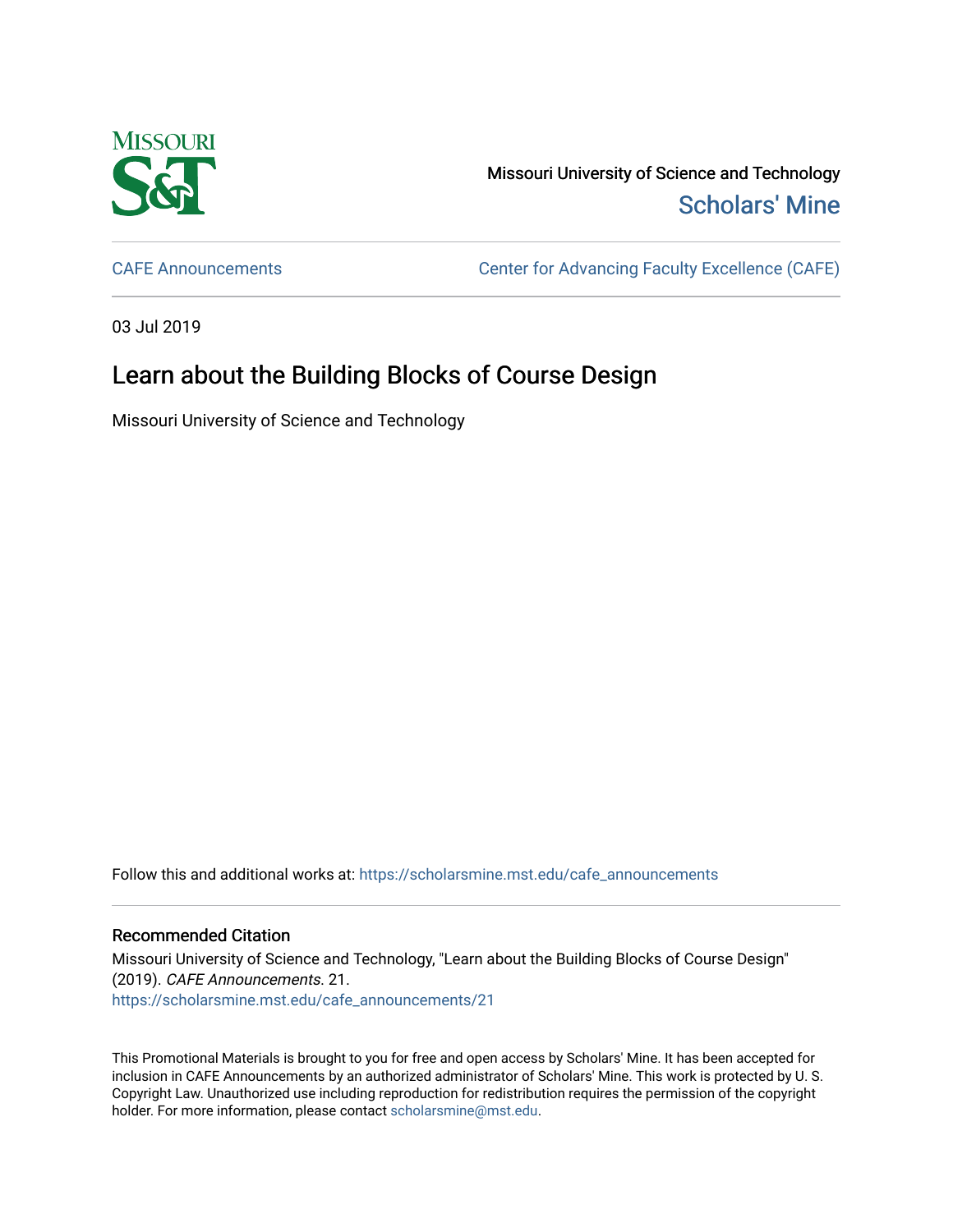Missouri University of Science and Technology

Scholars' Mine

CAFE Announcements

Center for Advancing Faculty Excellence (CAFE)

03 Jul 2019

# Learn about the Building Blocks of Course Design

Missouri University of Science and Technology

Follow this and additional works at: https://scholarsmine.mst.edu/cafe_announcements

## Recommended Citation

Missouri University of Science and Technology, "Learn about the Building Blocks of Course Design" (2019). *CAFE Announcements*. 21.
https://scholarsmine.mst.edu/cafe_announcements/21

This Promotional Materials is brought to you for free and open access by Scholars' Mine. It has been accepted for inclusion in CAFE Announcements by an authorized administrator of Scholars' Mine. This work is protected by U. S. Copyright Law. Unauthorized use including reproduction for redistribution requires the permission of the copyright holder. For more information, please contact scholarsmine@mst.edu.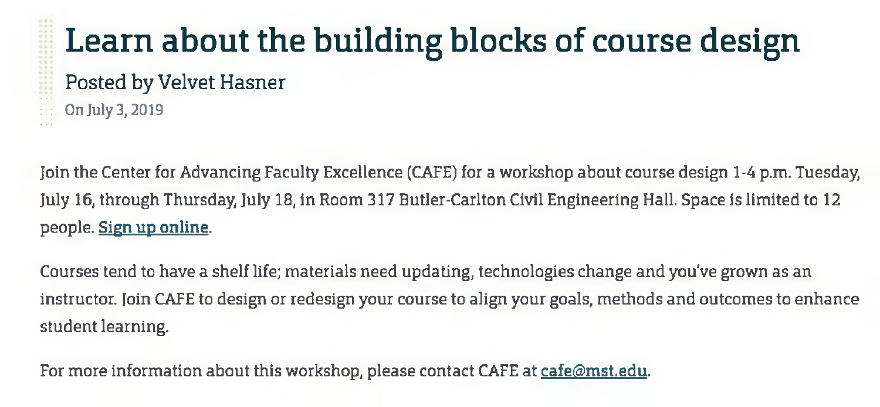# Learn about the building blocks of course design

Posted by Velvet Hasner

On July 3, 2019

Join the Center for Advancing Faculty Excellence (CAFE) for a workshop about course design 1-4 p.m. Tuesday, July 16, through Thursday, July 18, in Room 317 Butler-Carlton Civil Engineering Hall. Space is limited to 12 people. Sign up online.

Courses tend to have a shelf life; materials need updating, technologies change and you've grown as an instructor. Join CAFE to design or redesign your course to align your goals, methods and outcomes to enhance student learning.

For more information about this workshop, please contact CAFE at cafe@mst.edu.